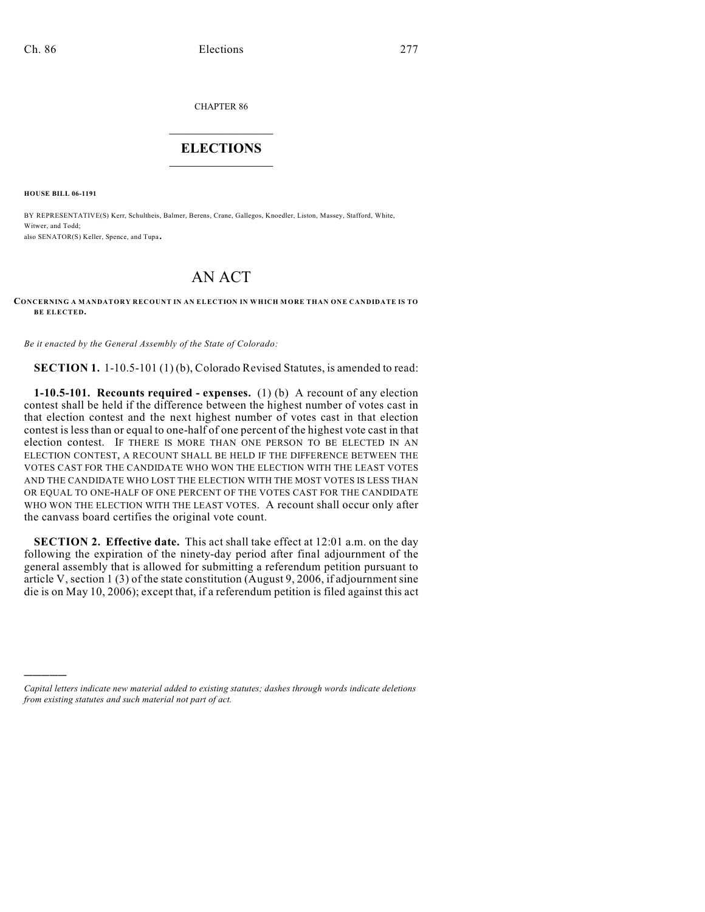CHAPTER 86

# ELECTIONS

**HOUSE BILL 06-1191**

BY REPRESENTATIVE(S) Kerr, Schultheis, Balmer, Berens, Crane, Gallegos, Knoedler, Liston, Massey, Stafford, White, Witwer, and Todd;
also SENATOR(S) Keller, Spence, and Tupa.

# AN ACT

**CONCERNING A MANDATORY RECOUNT IN AN ELECTION IN WHICH MORE THAN ONE CANDIDATE IS TO BE ELECTED.**

*Be it enacted by the General Assembly of the State of Colorado:*

**SECTION 1.** 1-10.5-101 (1) (b), Colorado Revised Statutes, is amended to read:

**1-10.5-101. Recounts required - expenses.** (1) (b) A recount of any election contest shall be held if the difference between the highest number of votes cast in that election contest and the next highest number of votes cast in that election contest is less than or equal to one-half of one percent of the highest vote cast in that election contest. IF THERE IS MORE THAN ONE PERSON TO BE ELECTED IN AN ELECTION CONTEST, A RECOUNT SHALL BE HELD IF THE DIFFERENCE BETWEEN THE VOTES CAST FOR THE CANDIDATE WHO WON THE ELECTION WITH THE LEAST VOTES AND THE CANDIDATE WHO LOST THE ELECTION WITH THE MOST VOTES IS LESS THAN OR EQUAL TO ONE-HALF OF ONE PERCENT OF THE VOTES CAST FOR THE CANDIDATE WHO WON THE ELECTION WITH THE LEAST VOTES. A recount shall occur only after the canvass board certifies the original vote count.

**SECTION 2. Effective date.** This act shall take effect at 12:01 a.m. on the day following the expiration of the ninety-day period after final adjournment of the general assembly that is allowed for submitting a referendum petition pursuant to article V, section 1 (3) of the state constitution (August 9, 2006, if adjournment sine die is on May 10, 2006); except that, if a referendum petition is filed against this act

---

*Capital letters indicate new material added to existing statutes; dashes through words indicate deletions from existing statutes and such material not part of act.*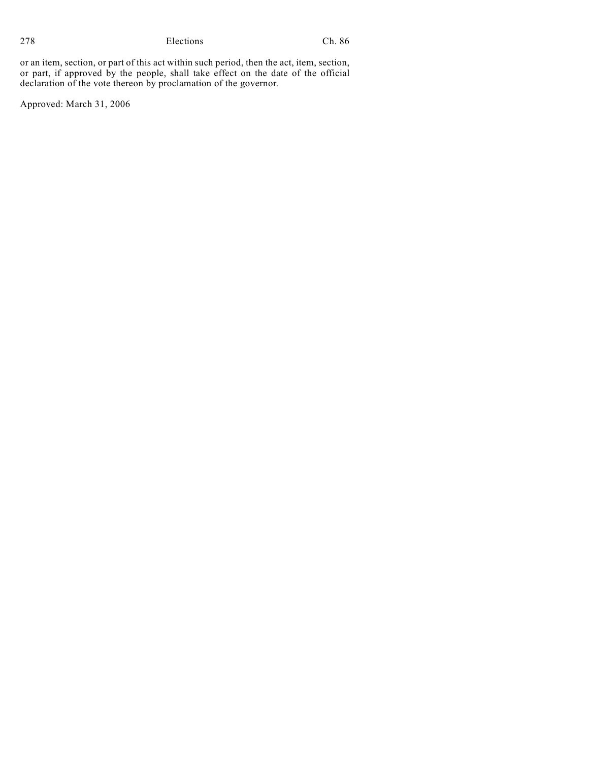or an item, section, or part of this act within such period, then the act, item, section, or part, if approved by the people, shall take effect on the date of the official declaration of the vote thereon by proclamation of the governor.

Approved: March 31, 2006